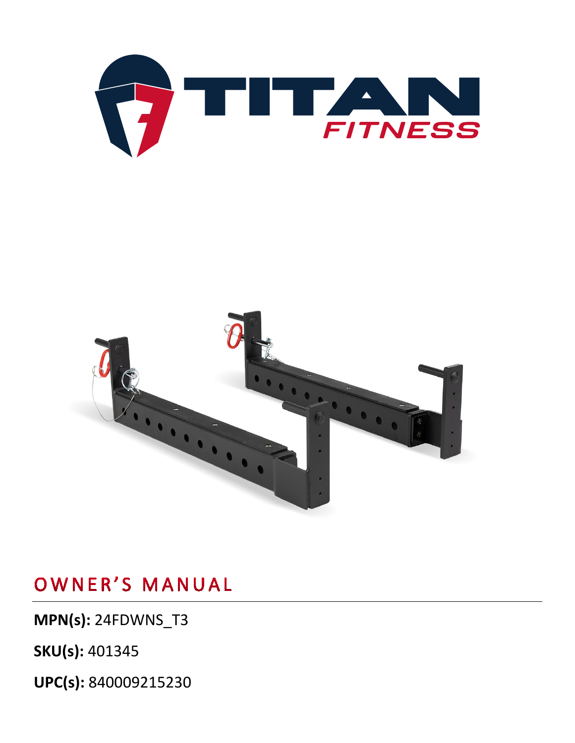# OWNER'S MANUAL

**MPN(s):** 24FDWNS_T3

**SKU(s):** 401345

**UPC(s):** 840009215230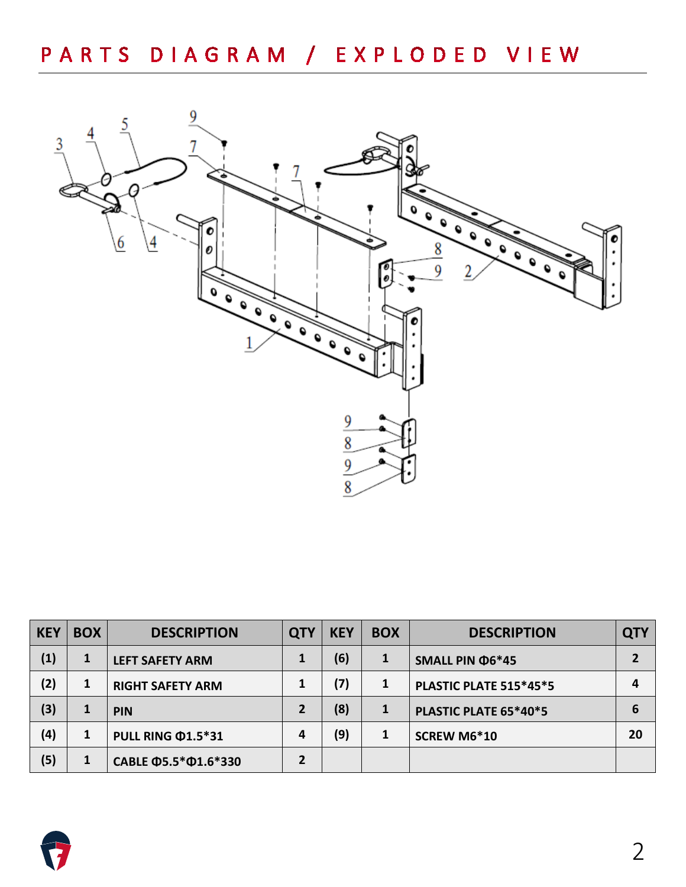# PARTS DIAGRAM / EXPLODED VIEW

| KEY | BOX | DESCRIPTION | QTY | KEY | BOX | DESCRIPTION | QTY |
|---|---|---|---|---|---|---|---|
| (1) | 1 | LEFT SAFETY ARM | 1 | (6) | 1 | SMALL PIN Φ6*45 | 2 |
| (2) | 1 | RIGHT SAFETY ARM | 1 | (7) | 1 | PLASTIC PLATE 515*45*5 | 4 |
| (3) | 1 | PIN | 2 | (8) | 1 | PLASTIC PLATE 65*40*5 | 6 |
| (4) | 1 | PULL RING Φ1.5*31 | 4 | (9) | 1 | SCREW M6*10 | 20 |
| (5) | 1 | CABLE Φ5.5*Φ1.6*330 | 2 | | | | |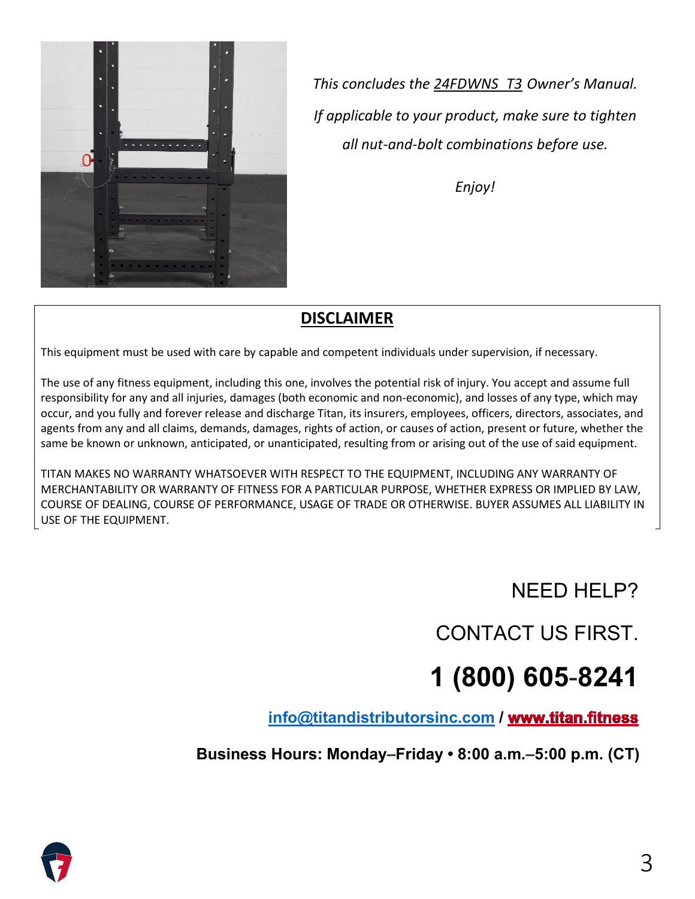*This concludes the 24FDWNS_T3 Owner's Manual.*

*If applicable to your product, make sure to tighten all nut-and-bolt combinations before use.*

*Enjoy!*

## DISCLAIMER

This equipment must be used with care by capable and competent individuals under supervision, if necessary.

The use of any fitness equipment, including this one, involves the potential risk of injury. You accept and assume full responsibility for any and all injuries, damages (both economic and non-economic), and losses of any type, which may occur, and you fully and forever release and discharge Titan, its insurers, employees, officers, directors, associates, and agents from any and all claims, demands, damages, rights of action, or causes of action, present or future, whether the same be known or unknown, anticipated, or unanticipated, resulting from or arising out of the use of said equipment.

TITAN MAKES NO WARRANTY WHATSOEVER WITH RESPECT TO THE EQUIPMENT, INCLUDING ANY WARRANTY OF MERCHANTABILITY OR WARRANTY OF FITNESS FOR A PARTICULAR PURPOSE, WHETHER EXPRESS OR IMPLIED BY LAW, COURSE OF DEALING, COURSE OF PERFORMANCE, USAGE OF TRADE OR OTHERWISE. BUYER ASSUMES ALL LIABILITY IN USE OF THE EQUIPMENT.

NEED HELP?

CONTACT US FIRST.

**1 (800) 605-8241**

**info@titandistributorsinc.com / www.titan.fitness**

**Business Hours: Monday–Friday • 8:00 a.m.–5:00 p.m. (CT)**